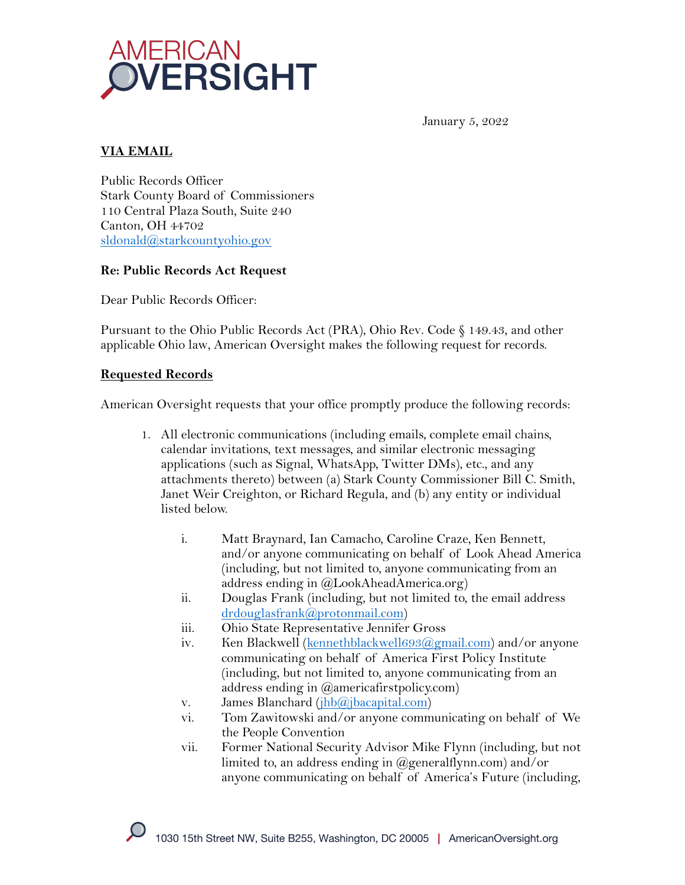# AMERICAN OVERSIGHT

January 5, 2022

**VIA EMAIL**

Public Records Officer
Stark County Board of Commissioners
110 Central Plaza South, Suite 240
Canton, OH 44702
sldonald@starkcountyohio.gov

**Re: Public Records Act Request**

Dear Public Records Officer:

Pursuant to the Ohio Public Records Act (PRA), Ohio Rev. Code § 149.43, and other applicable Ohio law, American Oversight makes the following request for records.

**Requested Records**

American Oversight requests that your office promptly produce the following records:

1. All electronic communications (including emails, complete email chains, calendar invitations, text messages, and similar electronic messaging applications (such as Signal, WhatsApp, Twitter DMs), etc., and any attachments thereto) between (a) Stark County Commissioner Bill C. Smith, Janet Weir Creighton, or Richard Regula, and (b) any entity or individual listed below.

    i. Matt Braynard, Ian Camacho, Caroline Craze, Ken Bennett, and/or anyone communicating on behalf of Look Ahead America (including, but not limited to, anyone communicating from an address ending in @LookAheadAmerica.org)
    ii. Douglas Frank (including, but not limited to, the email address drdouglasfrank@protonmail.com)
    iii. Ohio State Representative Jennifer Gross
    iv. Ken Blackwell (kennethblackwell693@gmail.com) and/or anyone communicating on behalf of America First Policy Institute (including, but not limited to, anyone communicating from an address ending in @americafirstpolicy.com)
    v. James Blanchard (jhb@jbacapital.com)
    vi. Tom Zawitowski and/or anyone communicating on behalf of We the People Convention
    vii. Former National Security Advisor Mike Flynn (including, but not limited to, an address ending in @generalflynn.com) and/or anyone communicating on behalf of America's Future (including,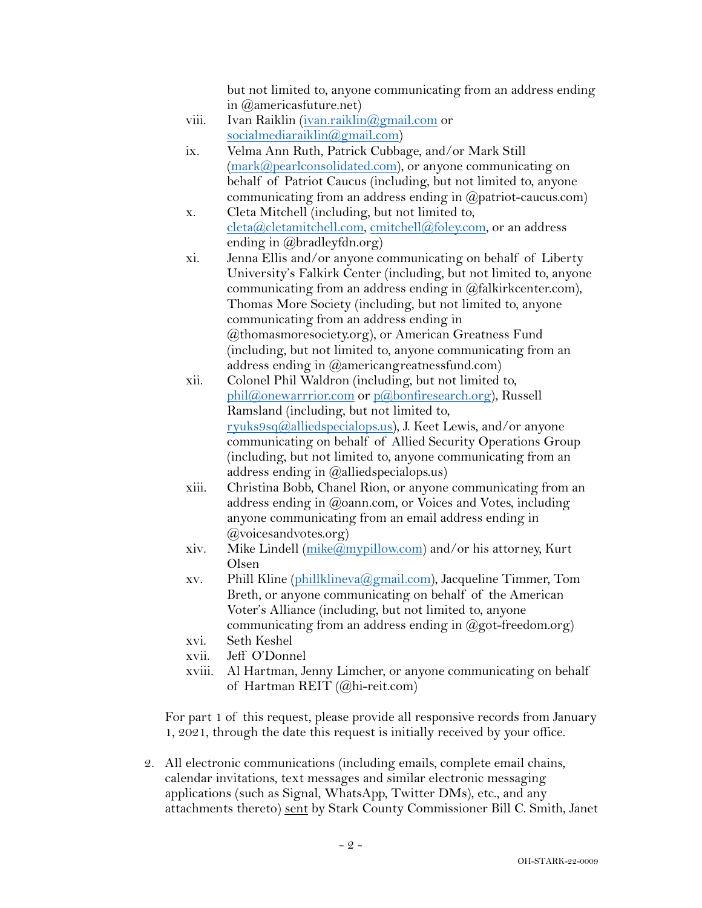but not limited to, anyone communicating from an address ending in @americasfuture.net)

viii. Ivan Raiklin (ivan.raiklin@gmail.com or socialmediaraiklin@gmail.com)

ix. Velma Ann Ruth, Patrick Cubbage, and/or Mark Still (mark@pearlconsolidated.com), or anyone communicating on behalf of Patriot Caucus (including, but not limited to, anyone communicating from an address ending in @patriot-caucus.com)

x. Cleta Mitchell (including, but not limited to, cleta@cletamitchell.com, cmitchell@foley.com, or an address ending in @bradleyfdn.org)

xi. Jenna Ellis and/or anyone communicating on behalf of Liberty University's Falkirk Center (including, but not limited to, anyone communicating from an address ending in @falkirkcenter.com), Thomas More Society (including, but not limited to, anyone communicating from an address ending in @thomasmoresociety.org), or American Greatness Fund (including, but not limited to, anyone communicating from an address ending in @americangreatnessfund.com)

xii. Colonel Phil Waldron (including, but not limited to, phil@onewarrrior.com or p@bonfiresearch.org), Russell Ramsland (including, but not limited to, ryuks9sq@alliedspecialops.us), J. Keet Lewis, and/or anyone communicating on behalf of Allied Security Operations Group (including, but not limited to, anyone communicating from an address ending in @alliedspecialops.us)

xiii. Christina Bobb, Chanel Rion, or anyone communicating from an address ending in @oann.com, or Voices and Votes, including anyone communicating from an email address ending in @voicesandvotes.org)

xiv. Mike Lindell (mike@mypillow.com) and/or his attorney, Kurt Olsen

xv. Phill Kline (phillklineva@gmail.com), Jacqueline Timmer, Tom Breth, or anyone communicating on behalf of the American Voter's Alliance (including, but not limited to, anyone communicating from an address ending in @got-freedom.org)

xvi. Seth Keshel

xvii. Jeff O'Donnel

xviii. Al Hartman, Jenny Limcher, or anyone communicating on behalf of Hartman REIT (@hi-reit.com)

For part 1 of this request, please provide all responsive records from January 1, 2021, through the date this request is initially received by your office.

2. All electronic communications (including emails, complete email chains, calendar invitations, text messages and similar electronic messaging applications (such as Signal, WhatsApp, Twitter DMs), etc., and any attachments thereto) <u>sent</u> by Stark County Commissioner Bill C. Smith, Janet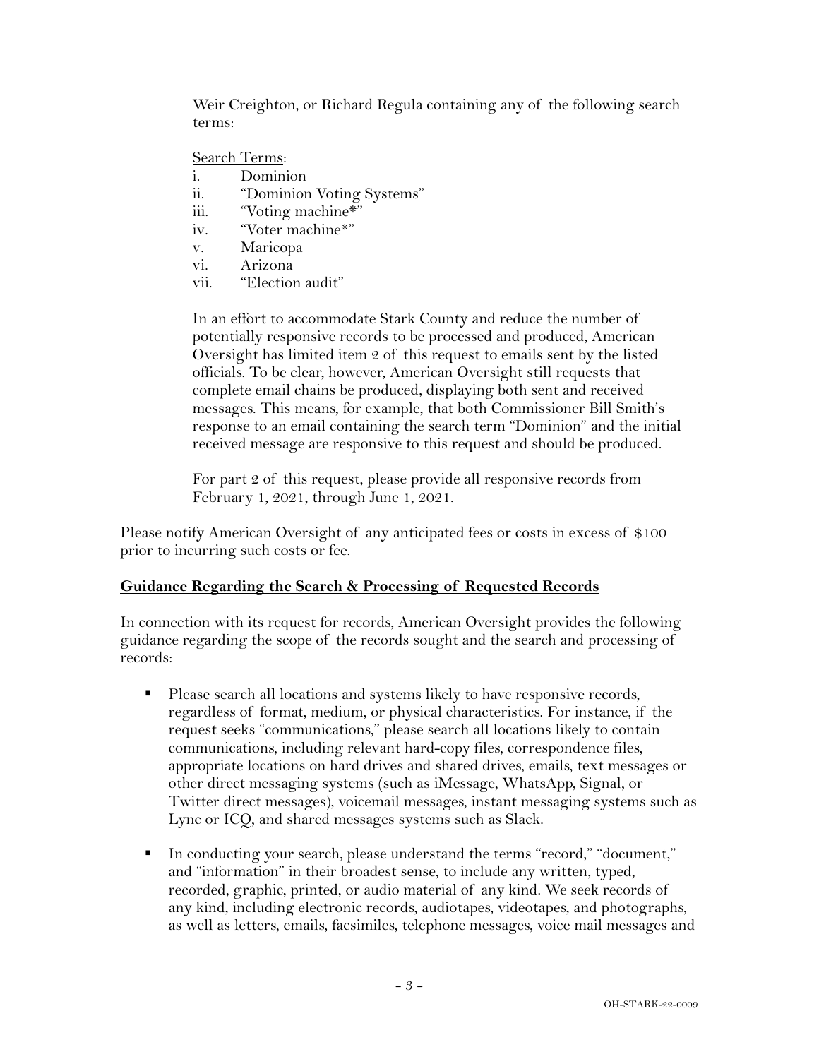Weir Creighton, or Richard Regula containing any of the following search terms:

<u>Search Terms</u>:

i. Dominion
ii. "Dominion Voting Systems"
iii. "Voting machine*"
iv. "Voter machine*"
v. Maricopa
vi. Arizona
vii. "Election audit"

In an effort to accommodate Stark County and reduce the number of potentially responsive records to be processed and produced, American Oversight has limited item 2 of this request to emails <u>sent</u> by the listed officials. To be clear, however, American Oversight still requests that complete email chains be produced, displaying both sent and received messages. This means, for example, that both Commissioner Bill Smith's response to an email containing the search term "Dominion" and the initial received message are responsive to this request and should be produced.

For part 2 of this request, please provide all responsive records from February 1, 2021, through June 1, 2021.

Please notify American Oversight of any anticipated fees or costs in excess of $100 prior to incurring such costs or fee.

**<u>Guidance Regarding the Search & Processing of Requested Records</u>**

In connection with its request for records, American Oversight provides the following guidance regarding the scope of the records sought and the search and processing of records:

- Please search all locations and systems likely to have responsive records, regardless of format, medium, or physical characteristics. For instance, if the request seeks "communications," please search all locations likely to contain communications, including relevant hard-copy files, correspondence files, appropriate locations on hard drives and shared drives, emails, text messages or other direct messaging systems (such as iMessage, WhatsApp, Signal, or Twitter direct messages), voicemail messages, instant messaging systems such as Lync or ICQ, and shared messages systems such as Slack.

- In conducting your search, please understand the terms "record," "document," and "information" in their broadest sense, to include any written, typed, recorded, graphic, printed, or audio material of any kind. We seek records of any kind, including electronic records, audiotapes, videotapes, and photographs, as well as letters, emails, facsimiles, telephone messages, voice mail messages and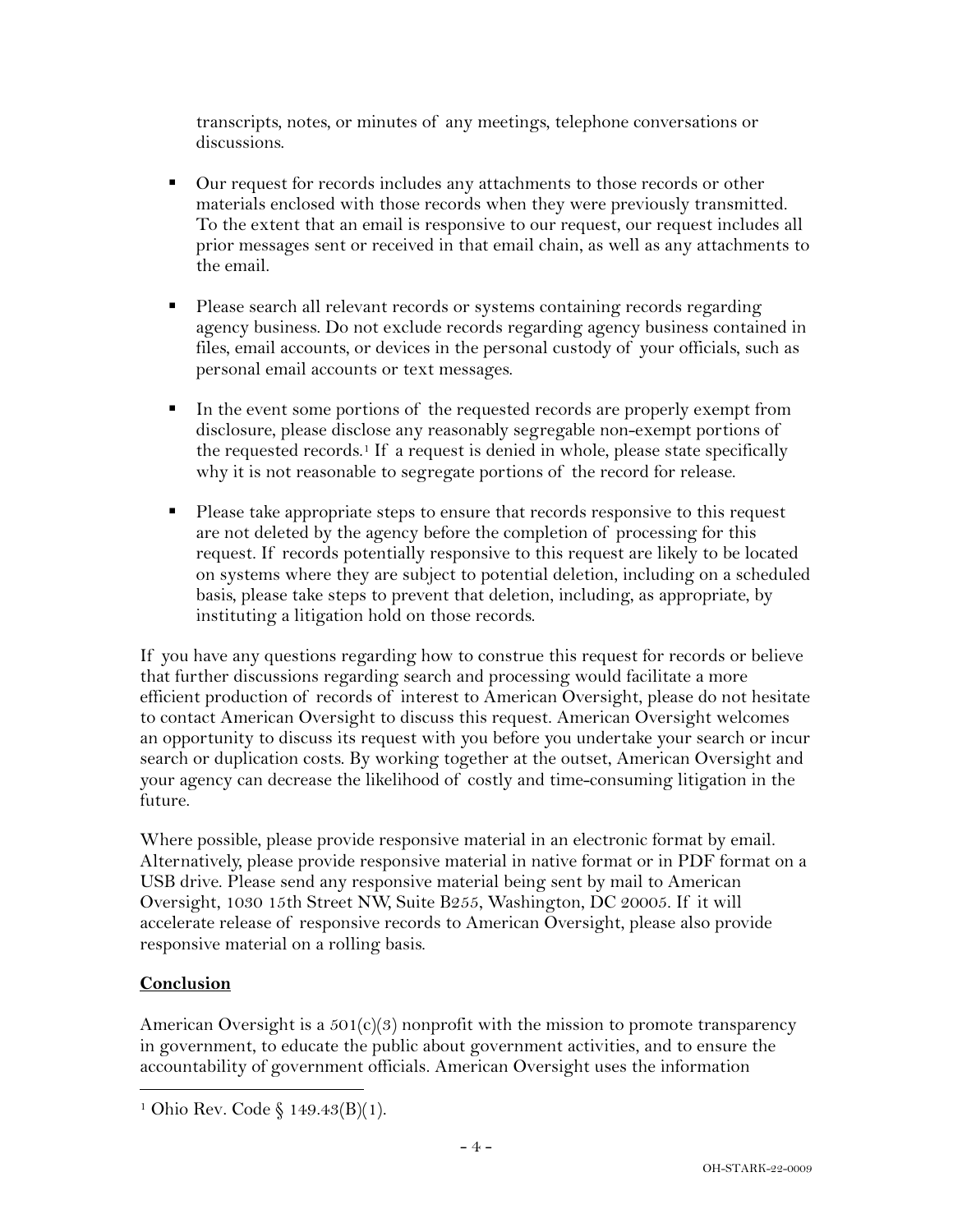transcripts, notes, or minutes of any meetings, telephone conversations or discussions.

- Our request for records includes any attachments to those records or other materials enclosed with those records when they were previously transmitted. To the extent that an email is responsive to our request, our request includes all prior messages sent or received in that email chain, as well as any attachments to the email.

- Please search all relevant records or systems containing records regarding agency business. Do not exclude records regarding agency business contained in files, email accounts, or devices in the personal custody of your officials, such as personal email accounts or text messages.

- In the event some portions of the requested records are properly exempt from disclosure, please disclose any reasonably segregable non-exempt portions of the requested records.[1] If a request is denied in whole, please state specifically why it is not reasonable to segregate portions of the record for release.

- Please take appropriate steps to ensure that records responsive to this request are not deleted by the agency before the completion of processing for this request. If records potentially responsive to this request are likely to be located on systems where they are subject to potential deletion, including on a scheduled basis, please take steps to prevent that deletion, including, as appropriate, by instituting a litigation hold on those records.

If you have any questions regarding how to construe this request for records or believe that further discussions regarding search and processing would facilitate a more efficient production of records of interest to American Oversight, please do not hesitate to contact American Oversight to discuss this request. American Oversight welcomes an opportunity to discuss its request with you before you undertake your search or incur search or duplication costs. By working together at the outset, American Oversight and your agency can decrease the likelihood of costly and time-consuming litigation in the future.

Where possible, please provide responsive material in an electronic format by email. Alternatively, please provide responsive material in native format or in PDF format on a USB drive. Please send any responsive material being sent by mail to American Oversight, 1030 15th Street NW, Suite B255, Washington, DC 20005. If it will accelerate release of responsive records to American Oversight, please also provide responsive material on a rolling basis.

**Conclusion**

American Oversight is a 501(c)(3) nonprofit with the mission to promote transparency in government, to educate the public about government activities, and to ensure the accountability of government officials. American Oversight uses the information

[1] Ohio Rev. Code § 149.43(B)(1).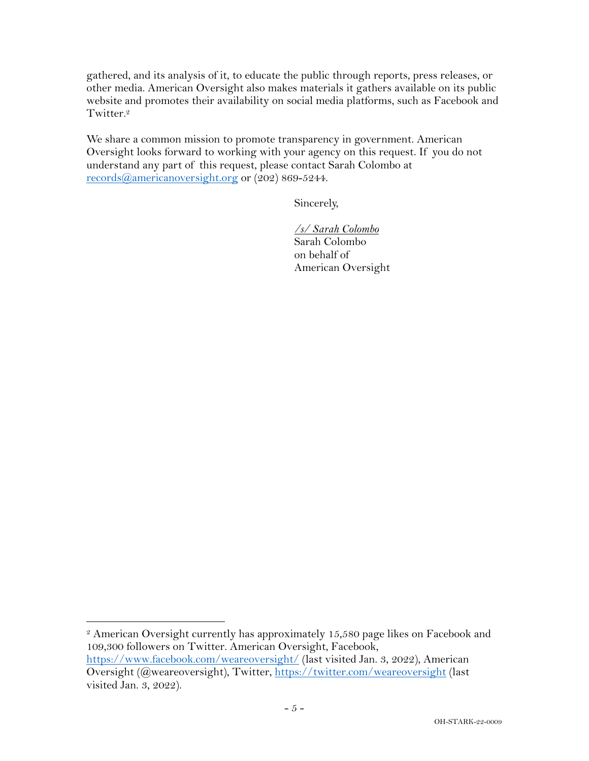gathered, and its analysis of it, to educate the public through reports, press releases, or other media. American Oversight also makes materials it gathers available on its public website and promotes their availability on social media platforms, such as Facebook and Twitter.[2]

We share a common mission to promote transparency in government. American Oversight looks forward to working with your agency on this request. If you do not understand any part of this request, please contact Sarah Colombo at [records@americanoversight.org](mailto:records@americanoversight.org) or (202) 869-5244.

Sincerely,

*/s/ Sarah Colombo*
Sarah Colombo
on behalf of
American Oversight

---

[2] American Oversight currently has approximately 15,580 page likes on Facebook and 109,300 followers on Twitter. American Oversight, Facebook, [https://www.facebook.com/weareoversight/](https://www.facebook.com/weareoversight/) (last visited Jan. 3, 2022), American Oversight (@weareoversight), Twitter, [https://twitter.com/weareoversight](https://twitter.com/weareoversight) (last visited Jan. 3, 2022).

OH-STARK-22-0009